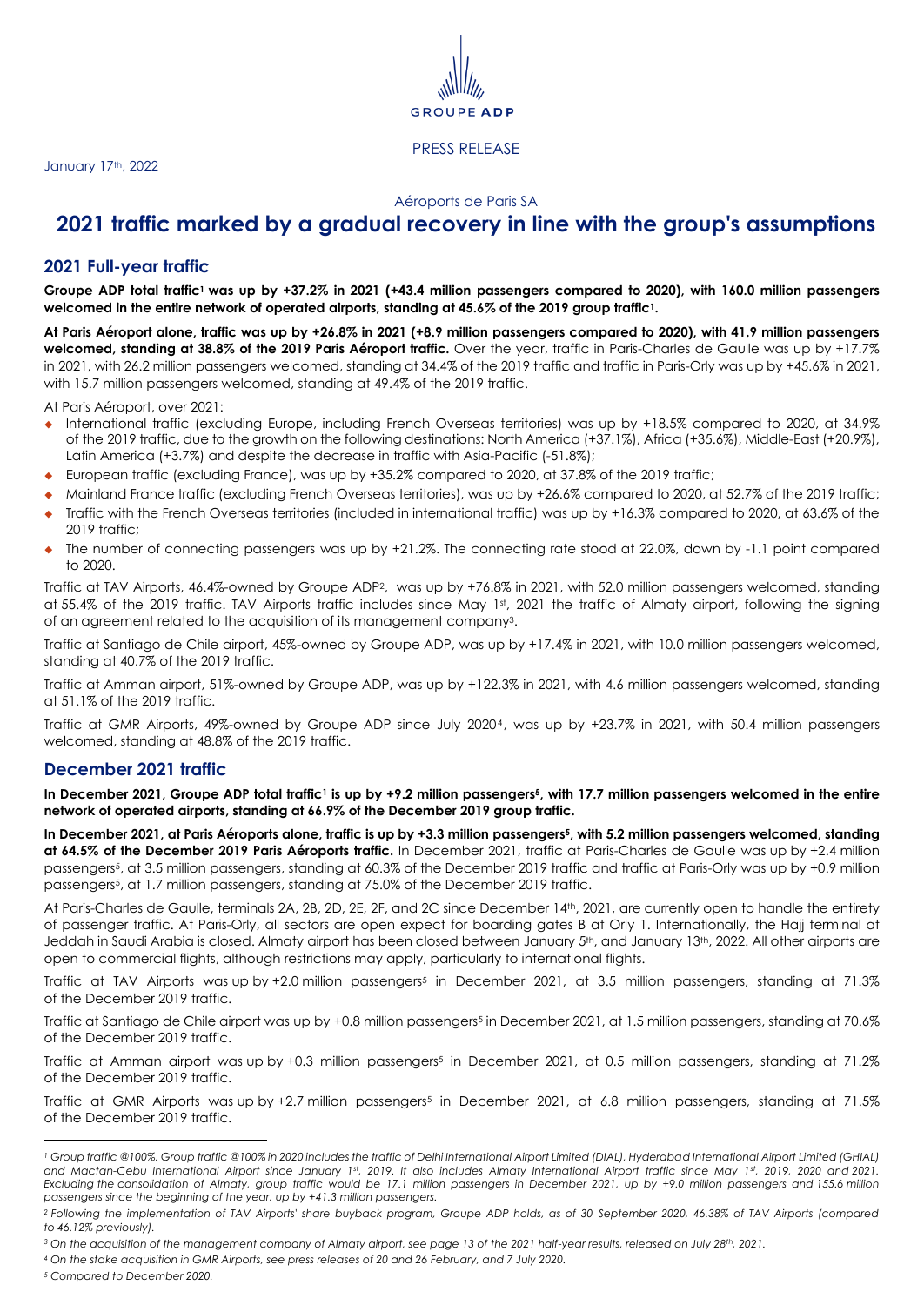GROUPE ADP

PRESS RELEASE

January 17th, 2022

Aéroports de Paris SA

# 2021 traffic marked by a gradual recovery in line with the group's assumptions

## 2021 Full-year traffic

**Groupe ADP total traffic[1] was up by +37.2% in 2021 (+43.4 million passengers compared to 2020), with 160.0 million passengers welcomed in the entire network of operated airports, standing at 45.6% of the 2019 group traffic[1].**

**At Paris Aéroport alone, traffic was up by +26.8% in 2021 (+8.9 million passengers compared to 2020), with 41.9 million passengers welcomed, standing at 38.8% of the 2019 Paris Aéroport traffic.** Over the year, traffic in Paris-Charles de Gaulle was up by +17.7% in 2021, with 26.2 million passengers welcomed, standing at 34.4% of the 2019 traffic and traffic in Paris-Orly was up by +45.6% in 2021, with 15.7 million passengers welcomed, standing at 49.4% of the 2019 traffic.

At Paris Aéroport, over 2021:

- International traffic (excluding Europe, including French Overseas territories) was up by +18.5% compared to 2020, at 34.9% of the 2019 traffic, due to the growth on the following destinations: North America (+37.1%), Africa (+35.6%), Middle-East (+20.9%), Latin America (+3.7%) and despite the decrease in traffic with Asia-Pacific (-51.8%);
- European traffic (excluding France), was up by +35.2% compared to 2020, at 37.8% of the 2019 traffic;
- Mainland France traffic (excluding French Overseas territories), was up by +26.6% compared to 2020, at 52.7% of the 2019 traffic;
- Traffic with the French Overseas territories (included in international traffic) was up by +16.3% compared to 2020, at 63.6% of the 2019 traffic;
- The number of connecting passengers was up by +21.2%. The connecting rate stood at 22.0%, down by -1.1 point compared to 2020.

Traffic at TAV Airports, 46.4%-owned by Groupe ADP[2], was up by +76.8% in 2021, with 52.0 million passengers welcomed, standing at 55.4% of the 2019 traffic. TAV Airports traffic includes since May 1st, 2021 the traffic of Almaty airport, following the signing of an agreement related to the acquisition of its management company[3].

Traffic at Santiago de Chile airport, 45%-owned by Groupe ADP, was up by +17.4% in 2021, with 10.0 million passengers welcomed, standing at 40.7% of the 2019 traffic.

Traffic at Amman airport, 51%-owned by Groupe ADP, was up by +122.3% in 2021, with 4.6 million passengers welcomed, standing at 51.1% of the 2019 traffic.

Traffic at GMR Airports, 49%-owned by Groupe ADP since July 2020[4], was up by +23.7% in 2021, with 50.4 million passengers welcomed, standing at 48.8% of the 2019 traffic.

## December 2021 traffic

**In December 2021, Groupe ADP total traffic[1] is up by +9.2 million passengers[5], with 17.7 million passengers welcomed in the entire network of operated airports, standing at 66.9% of the December 2019 group traffic.**

**In December 2021, at Paris Aéroports alone, traffic is up by +3.3 million passengers[5], with 5.2 million passengers welcomed, standing at 64.5% of the December 2019 Paris Aéroports traffic.** In December 2021, traffic at Paris-Charles de Gaulle was up by +2.4 million passengers[5], at 3.5 million passengers, standing at 60.3% of the December 2019 traffic and traffic at Paris-Orly was up by +0.9 million passengers[5], at 1.7 million passengers, standing at 75.0% of the December 2019 traffic.

At Paris-Charles de Gaulle, terminals 2A, 2B, 2D, 2E, 2F, and 2C since December 14th, 2021, are currently open to handle the entirety of passenger traffic. At Paris-Orly, all sectors are open expect for boarding gates B at Orly 1. Internationally, the Hajj terminal at Jeddah in Saudi Arabia is closed. Almaty airport has been closed between January 5th, and January 13th, 2022. All other airports are open to commercial flights, although restrictions may apply, particularly to international flights.

Traffic at TAV Airports was up by +2.0 million passengers[5] in December 2021, at 3.5 million passengers, standing at 71.3% of the December 2019 traffic.

Traffic at Santiago de Chile airport was up by +0.8 million passengers[5] in December 2021, at 1.5 million passengers, standing at 70.6% of the December 2019 traffic.

Traffic at Amman airport was up by +0.3 million passengers[5] in December 2021, at 0.5 million passengers, standing at 71.2% of the December 2019 traffic.

Traffic at GMR Airports was up by +2.7 million passengers[5] in December 2021, at 6.8 million passengers, standing at 71.5% of the December 2019 traffic.

---

*[1] Group traffic @100%. Group traffic @100% in 2020 includes the traffic of Delhi International Airport Limited (DIAL), Hyderabad International Airport Limited (GHIAL) and Mactan-Cebu International Airport since January 1st, 2019. It also includes Almaty International Airport traffic since May 1st, 2019, 2020 and 2021. Excluding the consolidation of Almaty, group traffic would be 17.1 million passengers in December 2021, up by +9.0 million passengers and 155.6 million passengers since the beginning of the year, up by +41.3 million passengers.*

*[2] Following the implementation of TAV Airports' share buyback program, Groupe ADP holds, as of 30 September 2020, 46.38% of TAV Airports (compared to 46.12% previously).*

*[3] On the acquisition of the management company of Almaty airport, see page 13 of the 2021 half-year results, released on July 28th, 2021.*

*[4] On the stake acquisition in GMR Airports, see press releases of 20 and 26 February, and 7 July 2020.*

*[5] Compared to December 2020.*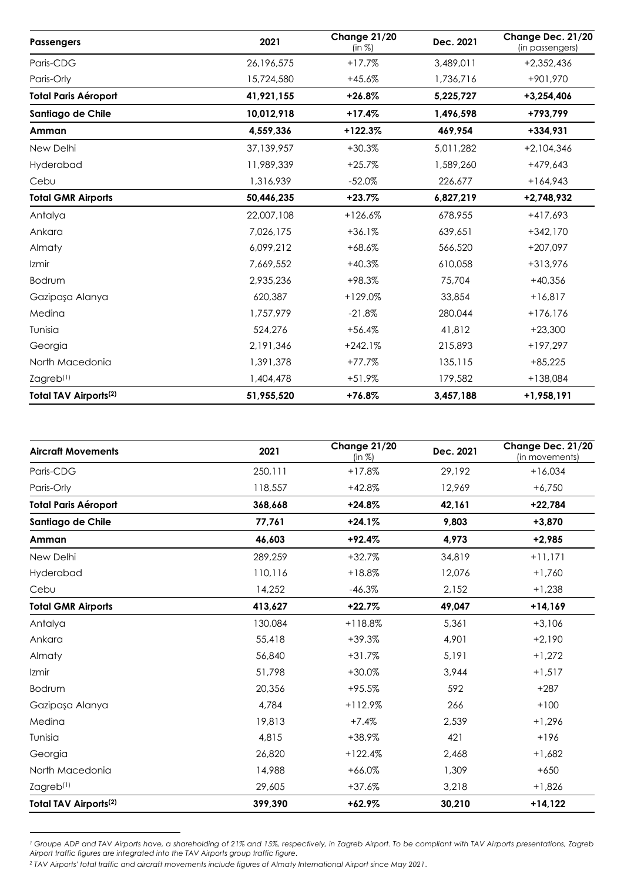| **Passengers** | **2021** | **Change 21/20** (in %) | **Dec. 2021** | **Change Dec. 21/20** (in passengers) |
|---|---|---|---|---|
| Paris-CDG | 26,196,575 | +17.7% | 3,489,011 | +2,352,436 |
| Paris-Orly | 15,724,580 | +45.6% | 1,736,716 | +901,970 |
| **Total Paris Aéroport** | **41,921,155** | **+26.8%** | **5,225,727** | **+3,254,406** |
| **Santiago de Chile** | **10,012,918** | **+17.4%** | **1,496,598** | **+793,799** |
| **Amman** | **4,559,336** | **+122.3%** | **469,954** | **+334,931** |
| New Delhi | 37,139,957 | +30.3% | 5,011,282 | +2,104,346 |
| Hyderabad | 11,989,339 | +25.7% | 1,589,260 | +479,643 |
| Cebu | 1,316,939 | -52.0% | 226,677 | +164,943 |
| **Total GMR Airports** | **50,446,235** | **+23.7%** | **6,827,219** | **+2,748,932** |
| Antalya | 22,007,108 | +126.6% | 678,955 | +417,693 |
| Ankara | 7,026,175 | +36.1% | 639,651 | +342,170 |
| Almaty | 6,099,212 | +68.6% | 566,520 | +207,097 |
| Izmir | 7,669,552 | +40.3% | 610,058 | +313,976 |
| Bodrum | 2,935,236 | +98.3% | 75,704 | +40,356 |
| Gazipaşa Alanya | 620,387 | +129.0% | 33,854 | +16,817 |
| Medina | 1,757,979 | -21.8% | 280,044 | +176,176 |
| Tunisia | 524,276 | +56.4% | 41,812 | +23,300 |
| Georgia | 2,191,346 | +242.1% | 215,893 | +197,297 |
| North Macedonia | 1,391,378 | +77.7% | 135,115 | +85,225 |
| Zagreb[1] | 1,404,478 | +51.9% | 179,582 | +138,084 |
| **Total TAV Airports[2]** | **51,955,520** | **+76.8%** | **3,457,188** | **+1,958,191** |

| **Aircraft Movements** | **2021** | **Change 21/20** (in %) | **Dec. 2021** | **Change Dec. 21/20** (in movements) |
|---|---|---|---|---|
| Paris-CDG | 250,111 | +17.8% | 29,192 | +16,034 |
| Paris-Orly | 118,557 | +42.8% | 12,969 | +6,750 |
| **Total Paris Aéroport** | **368,668** | **+24.8%** | **42,161** | **+22,784** |
| **Santiago de Chile** | **77,761** | **+24.1%** | **9,803** | **+3,870** |
| **Amman** | **46,603** | **+92.4%** | **4,973** | **+2,985** |
| New Delhi | 289,259 | +32.7% | 34,819 | +11,171 |
| Hyderabad | 110,116 | +18.8% | 12,076 | +1,760 |
| Cebu | 14,252 | -46.3% | 2,152 | +1,238 |
| **Total GMR Airports** | **413,627** | **+22.7%** | **49,047** | **+14,169** |
| Antalya | 130,084 | +118.8% | 5,361 | +3,106 |
| Ankara | 55,418 | +39.3% | 4,901 | +2,190 |
| Almaty | 56,840 | +31.7% | 5,191 | +1,272 |
| Izmir | 51,798 | +30.0% | 3,944 | +1,517 |
| Bodrum | 20,356 | +95.5% | 592 | +287 |
| Gazipaşa Alanya | 4,784 | +112.9% | 266 | +100 |
| Medina | 19,813 | +7.4% | 2,539 | +1,296 |
| Tunisia | 4,815 | +38.9% | 421 | +196 |
| Georgia | 26,820 | +122.4% | 2,468 | +1,682 |
| North Macedonia | 14,988 | +66.0% | 1,309 | +650 |
| Zagreb[1] | 29,605 | +37.6% | 3,218 | +1,826 |
| **Total TAV Airports[2]** | **399,390** | **+62.9%** | **30,210** | **+14,122** |

*[1] Groupe ADP and TAV Airports have, a shareholding of 21% and 15%, respectively, in Zagreb Airport. To be compliant with TAV Airports presentations, Zagreb Airport traffic figures are integrated into the TAV Airports group traffic figure.*

*[2] TAV Airports' total traffic and aircraft movements include figures of Almaty International Airport since May 2021.*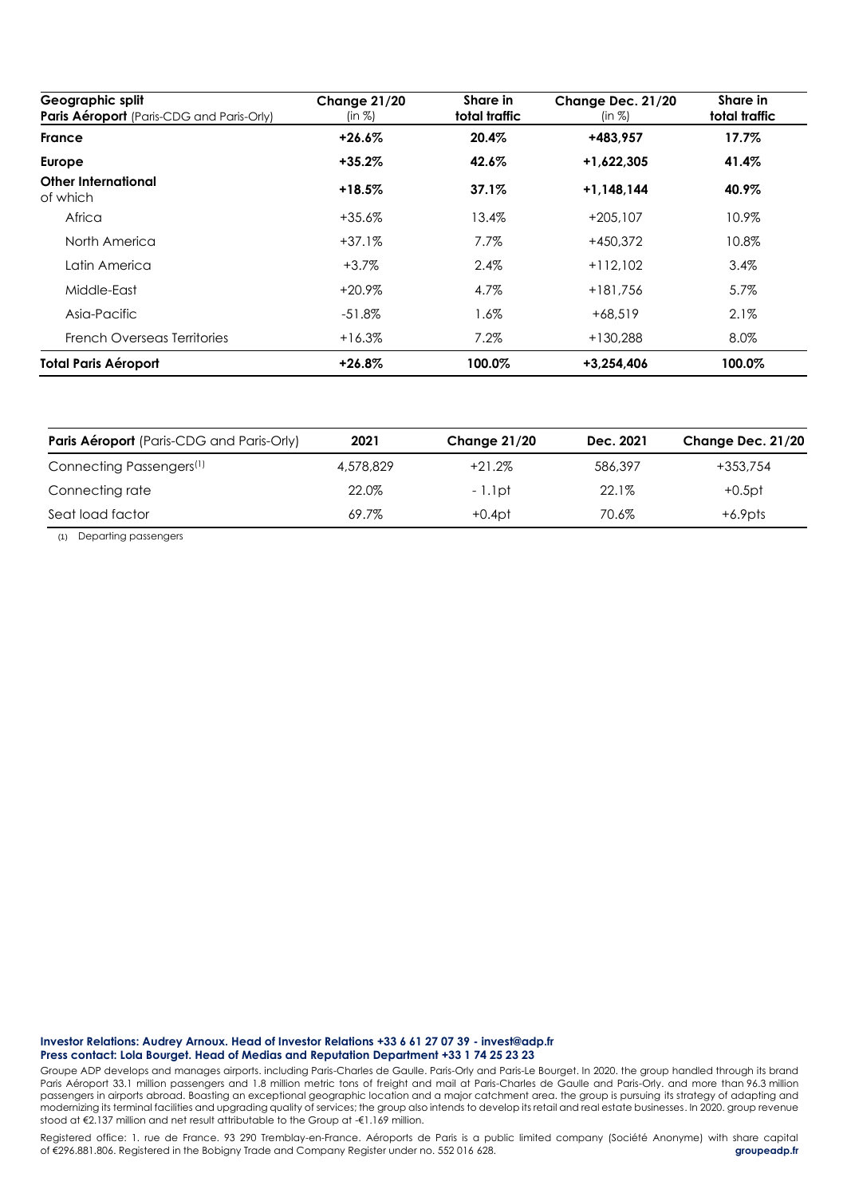| **Geographic split** **Paris Aéroport** (Paris-CDG and Paris-Orly) | **Change 21/20** (in %) | **Share in total traffic** | **Change Dec. 21/20** (in %) | **Share in total traffic** |
|---|---|---|---|---|
| **France** | **+26.6%** | **20.4%** | **+483,957** | **17.7%** |
| **Europe** | **+35.2%** | **42.6%** | **+1,622,305** | **41.4%** |
| **Other International** of which | **+18.5%** | **37.1%** | **+1,148,144** | **40.9%** |
| Africa | +35.6% | 13.4% | +205,107 | 10.9% |
| North America | +37.1% | 7.7% | +450,372 | 10.8% |
| Latin America | +3.7% | 2.4% | +112,102 | 3.4% |
| Middle-East | +20.9% | 4.7% | +181,756 | 5.7% |
| Asia-Pacific | -51.8% | 1.6% | +68,519 | 2.1% |
| French Overseas Territories | +16.3% | 7.2% | +130,288 | 8.0% |
| **Total Paris Aéroport** | **+26.8%** | **100.0%** | **+3,254,406** | **100.0%** |

| **Paris Aéroport** (Paris-CDG and Paris-Orly) | **2021** | **Change 21/20** | **Dec. 2021** | **Change Dec. 21/20** |
|---|---|---|---|---|
| Connecting Passengers[1] | 4,578,829 | +21.2% | 586,397 | +353,754 |
| Connecting rate | 22.0% | - 1.1pt | 22.1% | +0.5pt |
| Seat load factor | 69.7% | +0.4pt | 70.6% | +6.9pts |

(1) Departing passengers

**Investor Relations: Audrey Arnoux. Head of Investor Relations +33 6 61 27 07 39 - invest@adp.fr**
**Press contact: Lola Bourget. Head of Medias and Reputation Department +33 1 74 25 23 23**

Groupe ADP develops and manages airports. including Paris-Charles de Gaulle. Paris-Orly and Paris-Le Bourget. In 2020. the group handled through its brand Paris Aéroport 33.1 million passengers and 1.8 million metric tons of freight and mail at Paris-Charles de Gaulle and Paris-Orly. and more than 96.3 million passengers in airports abroad. Boasting an exceptional geographic location and a major catchment area. the group is pursuing its strategy of adapting and modernizing its terminal facilities and upgrading quality of services; the group also intends to develop its retail and real estate businesses. In 2020. group revenue stood at €2.137 million and net result attributable to the Group at -€1.169 million.

Registered office: 1. rue de France. 93 290 Tremblay-en-France. Aéroports de Paris is a public limited company (Société Anonyme) with share capital of €296.881.806. Registered in the Bobigny Trade and Company Register under no. 552 016 628. **groupeadp.fr**